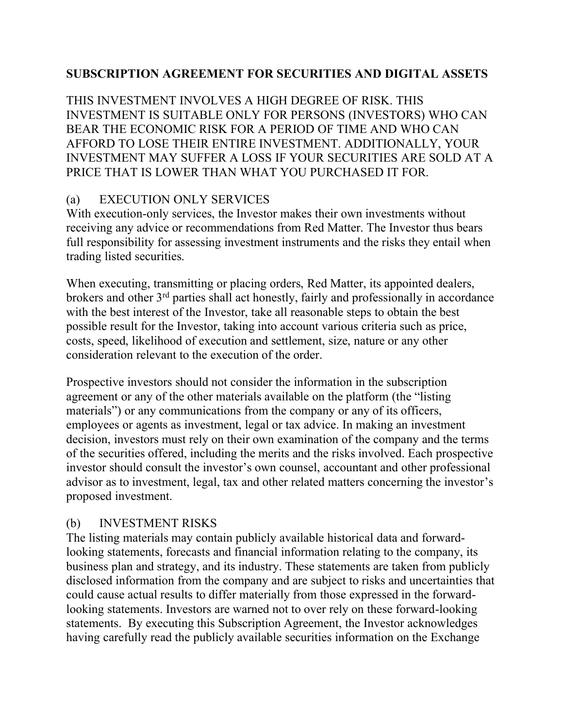**SUBSCRIPTION AGREEMENT FOR SECURITIES AND DIGITAL ASSETS**

THIS INVESTMENT INVOLVES A HIGH DEGREE OF RISK. THIS INVESTMENT IS SUITABLE ONLY FOR PERSONS (INVESTORS) WHO CAN BEAR THE ECONOMIC RISK FOR A PERIOD OF TIME AND WHO CAN AFFORD TO LOSE THEIR ENTIRE INVESTMENT. ADDITIONALLY, YOUR INVESTMENT MAY SUFFER A LOSS IF YOUR SECURITIES ARE SOLD AT A PRICE THAT IS LOWER THAN WHAT YOU PURCHASED IT FOR.

(a) EXECUTION ONLY SERVICES

With execution-only services, the Investor makes their own investments without receiving any advice or recommendations from Red Matter. The Investor thus bears full responsibility for assessing investment instruments and the risks they entail when trading listed securities.

When executing, transmitting or placing orders, Red Matter, its appointed dealers, brokers and other 3rd parties shall act honestly, fairly and professionally in accordance with the best interest of the Investor, take all reasonable steps to obtain the best possible result for the Investor, taking into account various criteria such as price, costs, speed, likelihood of execution and settlement, size, nature or any other consideration relevant to the execution of the order.

Prospective investors should not consider the information in the subscription agreement or any of the other materials available on the platform (the "listing materials") or any communications from the company or any of its officers, employees or agents as investment, legal or tax advice. In making an investment decision, investors must rely on their own examination of the company and the terms of the securities offered, including the merits and the risks involved. Each prospective investor should consult the investor's own counsel, accountant and other professional advisor as to investment, legal, tax and other related matters concerning the investor's proposed investment.

(b) INVESTMENT RISKS

The listing materials may contain publicly available historical data and forward-looking statements, forecasts and financial information relating to the company, its business plan and strategy, and its industry. These statements are taken from publicly disclosed information from the company and are subject to risks and uncertainties that could cause actual results to differ materially from those expressed in the forward-looking statements. Investors are warned not to over rely on these forward-looking statements. By executing this Subscription Agreement, the Investor acknowledges having carefully read the publicly available securities information on the Exchange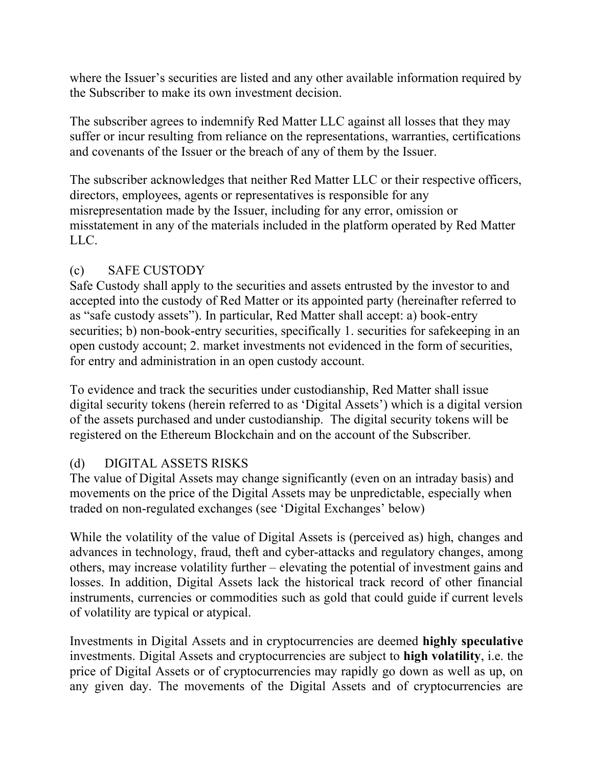where the Issuer's securities are listed and any other available information required by the Subscriber to make its own investment decision.

The subscriber agrees to indemnify Red Matter LLC against all losses that they may suffer or incur resulting from reliance on the representations, warranties, certifications and covenants of the Issuer or the breach of any of them by the Issuer.

The subscriber acknowledges that neither Red Matter LLC or their respective officers, directors, employees, agents or representatives is responsible for any misrepresentation made by the Issuer, including for any error, omission or misstatement in any of the materials included in the platform operated by Red Matter LLC.

(c) SAFE CUSTODY

Safe Custody shall apply to the securities and assets entrusted by the investor to and accepted into the custody of Red Matter or its appointed party (hereinafter referred to as "safe custody assets"). In particular, Red Matter shall accept: a) book-entry securities; b) non-book-entry securities, specifically 1. securities for safekeeping in an open custody account; 2. market investments not evidenced in the form of securities, for entry and administration in an open custody account.

To evidence and track the securities under custodianship, Red Matter shall issue digital security tokens (herein referred to as 'Digital Assets') which is a digital version of the assets purchased and under custodianship. The digital security tokens will be registered on the Ethereum Blockchain and on the account of the Subscriber.

(d) DIGITAL ASSETS RISKS

The value of Digital Assets may change significantly (even on an intraday basis) and movements on the price of the Digital Assets may be unpredictable, especially when traded on non-regulated exchanges (see 'Digital Exchanges' below)

While the volatility of the value of Digital Assets is (perceived as) high, changes and advances in technology, fraud, theft and cyber-attacks and regulatory changes, among others, may increase volatility further – elevating the potential of investment gains and losses. In addition, Digital Assets lack the historical track record of other financial instruments, currencies or commodities such as gold that could guide if current levels of volatility are typical or atypical.

Investments in Digital Assets and in cryptocurrencies are deemed **highly speculative** investments. Digital Assets and cryptocurrencies are subject to **high volatility**, i.e. the price of Digital Assets or of cryptocurrencies may rapidly go down as well as up, on any given day. The movements of the Digital Assets and of cryptocurrencies are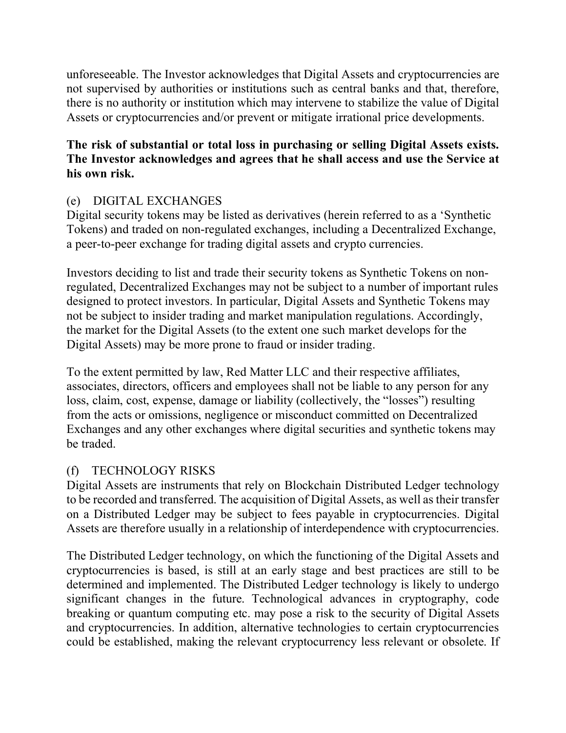unforeseeable. The Investor acknowledges that Digital Assets and cryptocurrencies are not supervised by authorities or institutions such as central banks and that, therefore, there is no authority or institution which may intervene to stabilize the value of Digital Assets or cryptocurrencies and/or prevent or mitigate irrational price developments.

**The risk of substantial or total loss in purchasing or selling Digital Assets exists. The Investor acknowledges and agrees that he shall access and use the Service at his own risk.**

(e) DIGITAL EXCHANGES

Digital security tokens may be listed as derivatives (herein referred to as a 'Synthetic Tokens) and traded on non-regulated exchanges, including a Decentralized Exchange, a peer-to-peer exchange for trading digital assets and crypto currencies.

Investors deciding to list and trade their security tokens as Synthetic Tokens on non-regulated, Decentralized Exchanges may not be subject to a number of important rules designed to protect investors. In particular, Digital Assets and Synthetic Tokens may not be subject to insider trading and market manipulation regulations. Accordingly, the market for the Digital Assets (to the extent one such market develops for the Digital Assets) may be more prone to fraud or insider trading.

To the extent permitted by law, Red Matter LLC and their respective affiliates, associates, directors, officers and employees shall not be liable to any person for any loss, claim, cost, expense, damage or liability (collectively, the "losses") resulting from the acts or omissions, negligence or misconduct committed on Decentralized Exchanges and any other exchanges where digital securities and synthetic tokens may be traded.

(f) TECHNOLOGY RISKS

Digital Assets are instruments that rely on Blockchain Distributed Ledger technology to be recorded and transferred. The acquisition of Digital Assets, as well as their transfer on a Distributed Ledger may be subject to fees payable in cryptocurrencies. Digital Assets are therefore usually in a relationship of interdependence with cryptocurrencies.

The Distributed Ledger technology, on which the functioning of the Digital Assets and cryptocurrencies is based, is still at an early stage and best practices are still to be determined and implemented. The Distributed Ledger technology is likely to undergo significant changes in the future. Technological advances in cryptography, code breaking or quantum computing etc. may pose a risk to the security of Digital Assets and cryptocurrencies. In addition, alternative technologies to certain cryptocurrencies could be established, making the relevant cryptocurrency less relevant or obsolete. If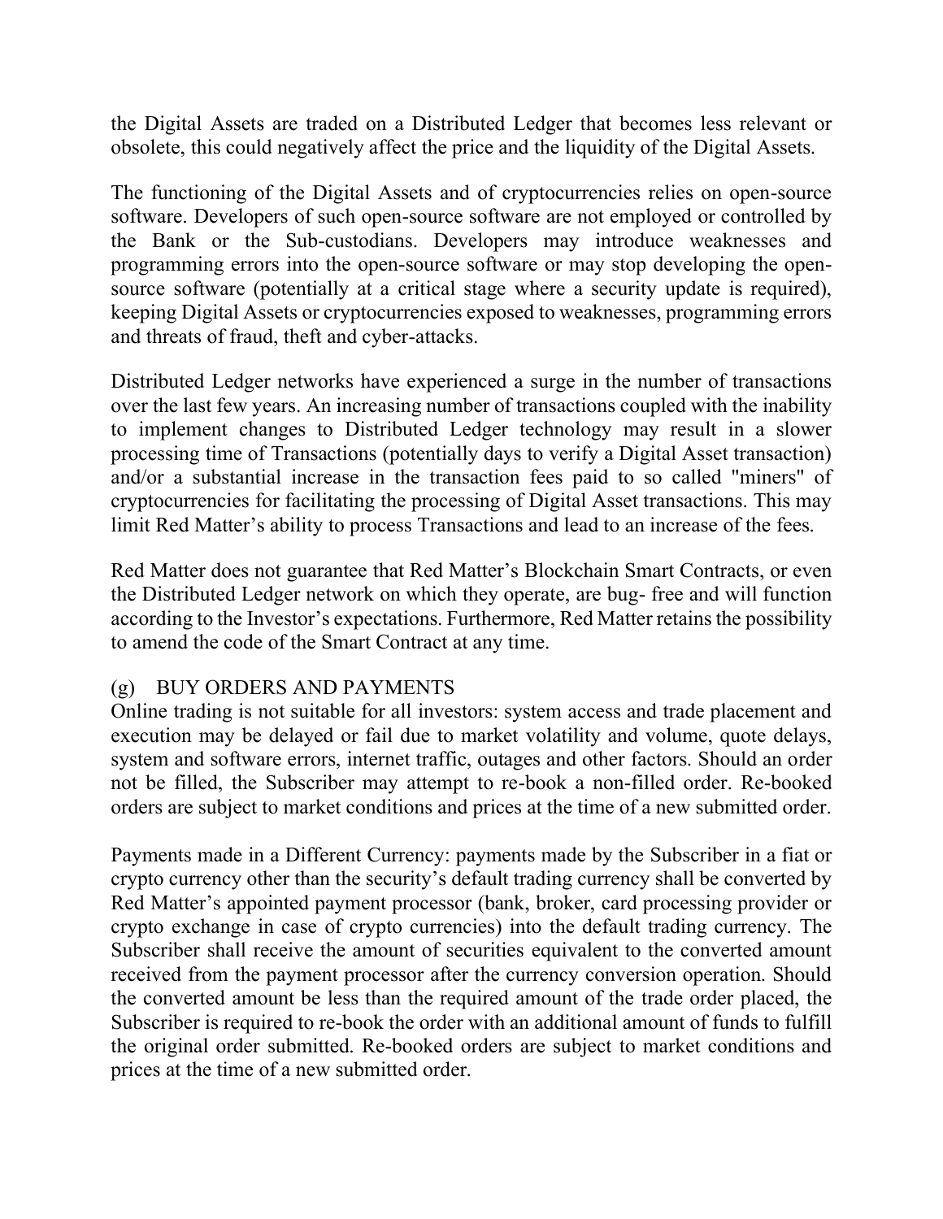the Digital Assets are traded on a Distributed Ledger that becomes less relevant or obsolete, this could negatively affect the price and the liquidity of the Digital Assets.

The functioning of the Digital Assets and of cryptocurrencies relies on open-source software. Developers of such open-source software are not employed or controlled by the Bank or the Sub-custodians. Developers may introduce weaknesses and programming errors into the open-source software or may stop developing the open-source software (potentially at a critical stage where a security update is required), keeping Digital Assets or cryptocurrencies exposed to weaknesses, programming errors and threats of fraud, theft and cyber-attacks.

Distributed Ledger networks have experienced a surge in the number of transactions over the last few years. An increasing number of transactions coupled with the inability to implement changes to Distributed Ledger technology may result in a slower processing time of Transactions (potentially days to verify a Digital Asset transaction) and/or a substantial increase in the transaction fees paid to so called "miners" of cryptocurrencies for facilitating the processing of Digital Asset transactions. This may limit Red Matter's ability to process Transactions and lead to an increase of the fees.

Red Matter does not guarantee that Red Matter's Blockchain Smart Contracts, or even the Distributed Ledger network on which they operate, are bug- free and will function according to the Investor's expectations. Furthermore, Red Matter retains the possibility to amend the code of the Smart Contract at any time.

### (g) BUY ORDERS AND PAYMENTS

Online trading is not suitable for all investors: system access and trade placement and execution may be delayed or fail due to market volatility and volume, quote delays, system and software errors, internet traffic, outages and other factors. Should an order not be filled, the Subscriber may attempt to re-book a non-filled order. Re-booked orders are subject to market conditions and prices at the time of a new submitted order.

Payments made in a Different Currency: payments made by the Subscriber in a fiat or crypto currency other than the security's default trading currency shall be converted by Red Matter's appointed payment processor (bank, broker, card processing provider or crypto exchange in case of crypto currencies) into the default trading currency. The Subscriber shall receive the amount of securities equivalent to the converted amount received from the payment processor after the currency conversion operation. Should the converted amount be less than the required amount of the trade order placed, the Subscriber is required to re-book the order with an additional amount of funds to fulfill the original order submitted. Re-booked orders are subject to market conditions and prices at the time of a new submitted order.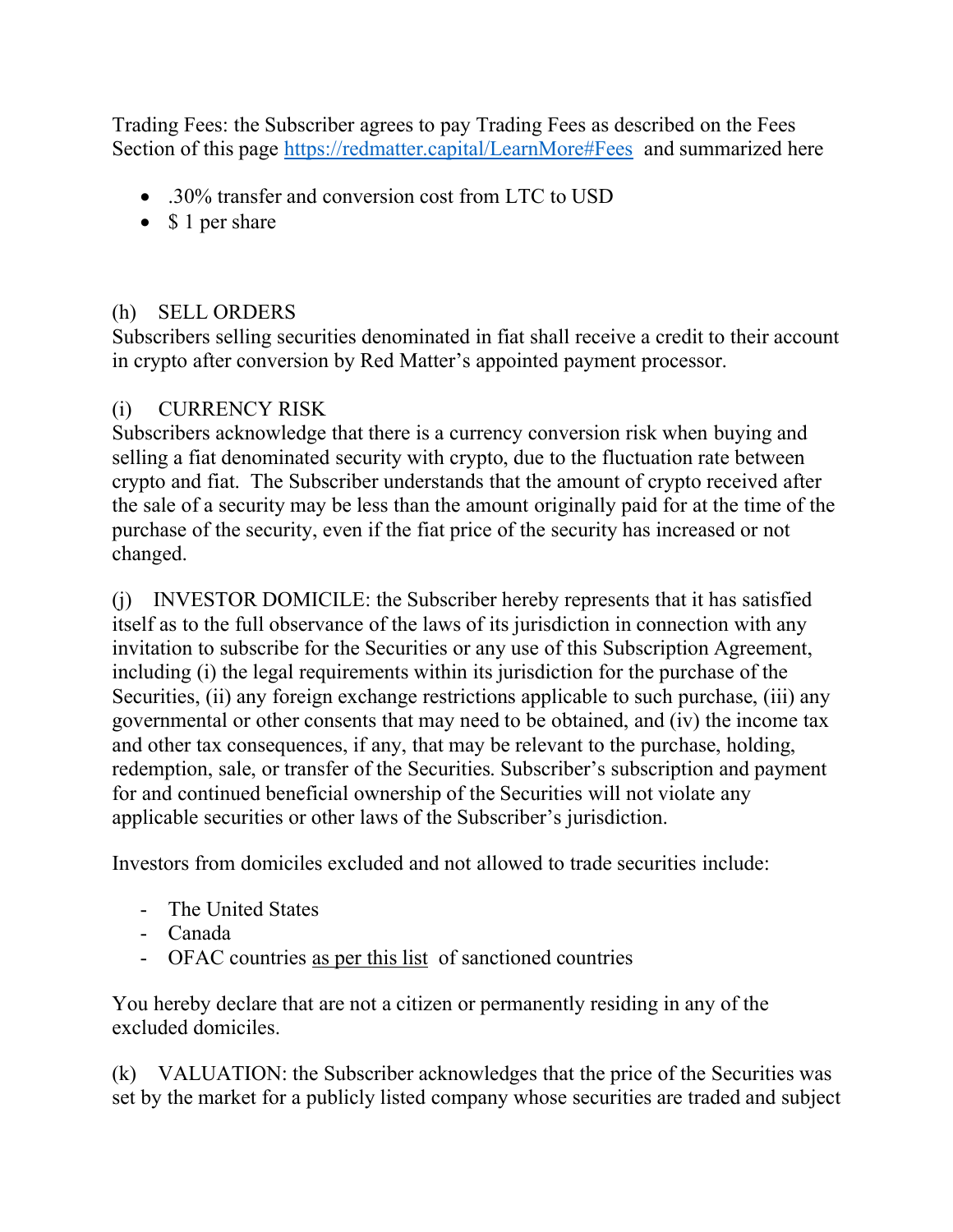Trading Fees: the Subscriber agrees to pay Trading Fees as described on the Fees Section of this page [https://redmatter.capital/LearnMore#Fees](https://redmatter.capital/LearnMore#Fees) and summarized here

- .30% transfer and conversion cost from LTC to USD
- $ 1 per share

(h) SELL ORDERS
Subscribers selling securities denominated in fiat shall receive a credit to their account in crypto after conversion by Red Matter's appointed payment processor.

(i) CURRENCY RISK
Subscribers acknowledge that there is a currency conversion risk when buying and selling a fiat denominated security with crypto, due to the fluctuation rate between crypto and fiat. The Subscriber understands that the amount of crypto received after the sale of a security may be less than the amount originally paid for at the time of the purchase of the security, even if the fiat price of the security has increased or not changed.

(j) INVESTOR DOMICILE: the Subscriber hereby represents that it has satisfied itself as to the full observance of the laws of its jurisdiction in connection with any invitation to subscribe for the Securities or any use of this Subscription Agreement, including (i) the legal requirements within its jurisdiction for the purchase of the Securities, (ii) any foreign exchange restrictions applicable to such purchase, (iii) any governmental or other consents that may need to be obtained, and (iv) the income tax and other tax consequences, if any, that may be relevant to the purchase, holding, redemption, sale, or transfer of the Securities. Subscriber's subscription and payment for and continued beneficial ownership of the Securities will not violate any applicable securities or other laws of the Subscriber's jurisdiction.

Investors from domiciles excluded and not allowed to trade securities include:

- The United States
- Canada
- OFAC countries as per this list of sanctioned countries

You hereby declare that are not a citizen or permanently residing in any of the excluded domiciles.

(k) VALUATION: the Subscriber acknowledges that the price of the Securities was set by the market for a publicly listed company whose securities are traded and subject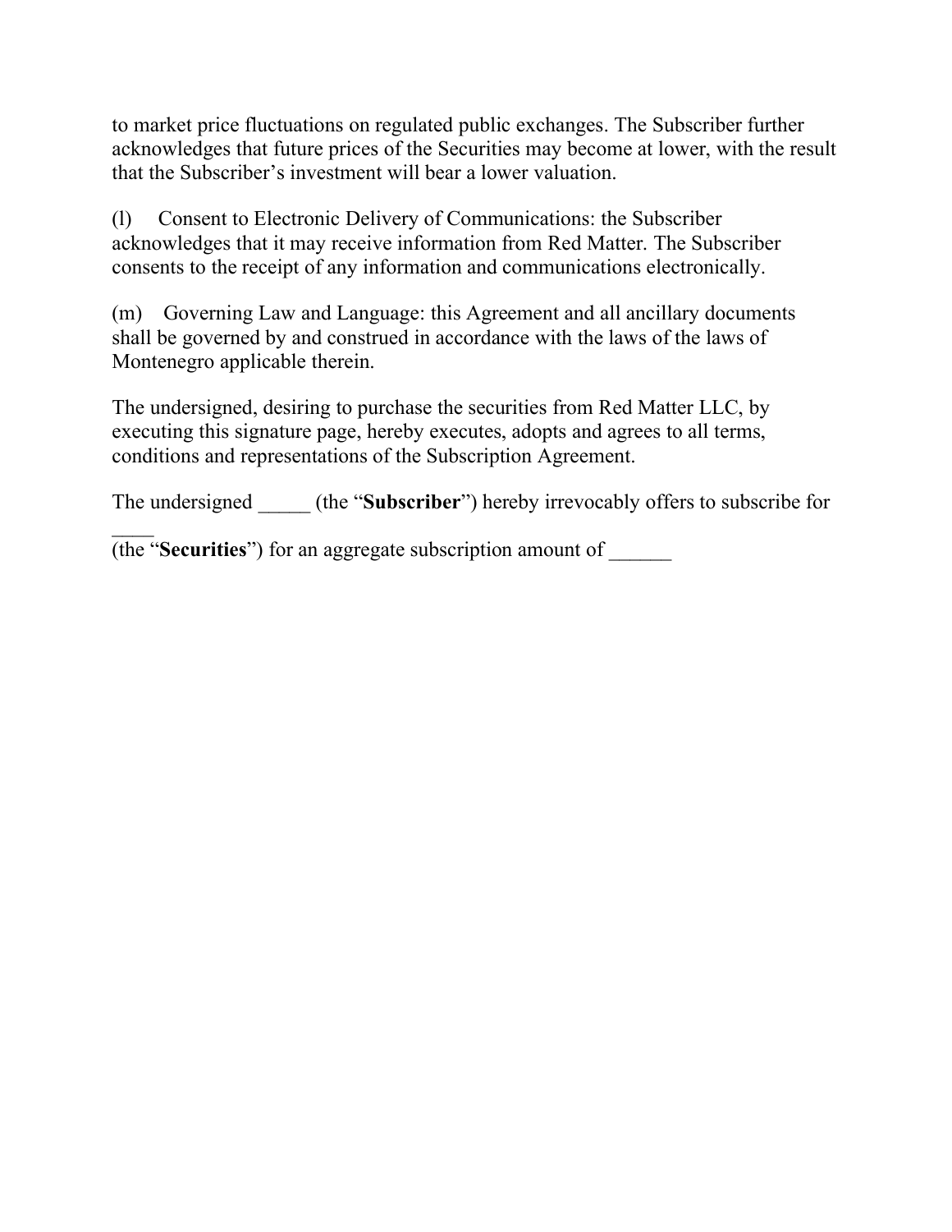to market price fluctuations on regulated public exchanges. The Subscriber further acknowledges that future prices of the Securities may become at lower, with the result that the Subscriber's investment will bear a lower valuation.

(l) Consent to Electronic Delivery of Communications: the Subscriber acknowledges that it may receive information from Red Matter. The Subscriber consents to the receipt of any information and communications electronically.

(m) Governing Law and Language: this Agreement and all ancillary documents shall be governed by and construed in accordance with the laws of the laws of Montenegro applicable therein.

The undersigned, desiring to purchase the securities from Red Matter LLC, by executing this signature page, hereby executes, adopts and agrees to all terms, conditions and representations of the Subscription Agreement.

The undersigned _____ (the "**Subscriber**") hereby irrevocably offers to subscribe for ____ (the "**Securities**") for an aggregate subscription amount of ______